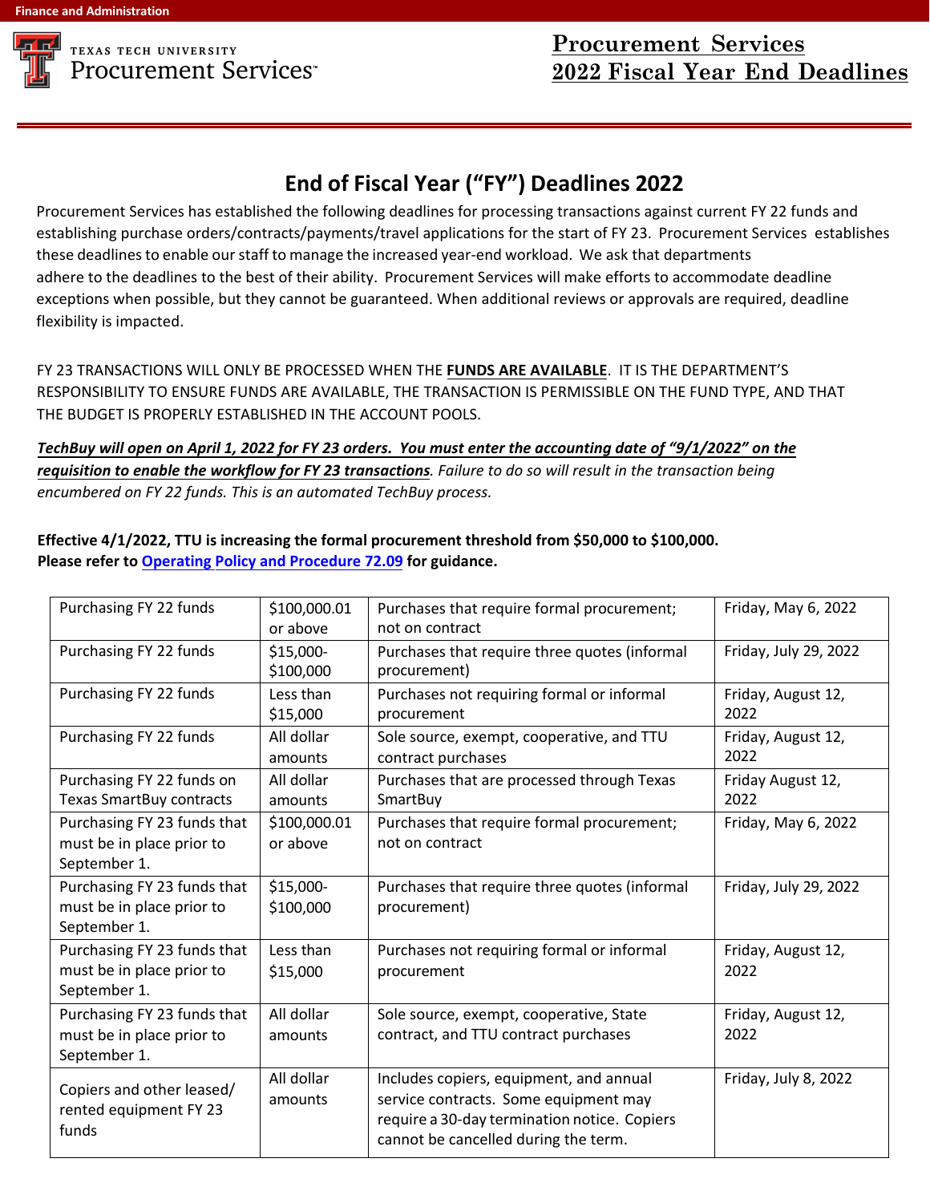# Procurement Services 2022 Fiscal Year End Deadlines

## End of Fiscal Year ("FY") Deadlines 2022

Procurement Services has established the following deadlines for processing transactions against current FY 22 funds and establishing purchase orders/contracts/payments/travel applications for the start of FY 23. Procurement Services establishes these deadlines to enable our staff to manage the increased year-end workload. We ask that departments adhere to the deadlines to the best of their ability. Procurement Services will make efforts to accommodate deadline exceptions when possible, but they cannot be guaranteed. When additional reviews or approvals are required, deadline flexibility is impacted.

FY 23 TRANSACTIONS WILL ONLY BE PROCESSED WHEN THE **FUNDS ARE AVAILABLE**. IT IS THE DEPARTMENT'S RESPONSIBILITY TO ENSURE FUNDS ARE AVAILABLE, THE TRANSACTION IS PERMISSIBLE ON THE FUND TYPE, AND THAT THE BUDGET IS PROPERLY ESTABLISHED IN THE ACCOUNT POOLS.

***TechBuy will open on April 1, 2022 for FY 23 orders. You must enter the accounting date of "9/1/2022" on the requisition to enable the workflow for FY 23 transactions****. Failure to do so will result in the transaction being encumbered on FY 22 funds. This is an automated TechBuy process.*

**Effective 4/1/2022, TTU is increasing the formal procurement threshold from $50,000 to $100,000.**
**Please refer to [Operating Policy and Procedure 72.09]() for guidance.**

| | | | |
|---|---|---|---|
| Purchasing FY 22 funds | $100,000.01 or above | Purchases that require formal procurement; not on contract | Friday, May 6, 2022 |
| Purchasing FY 22 funds | $15,000-$100,000 | Purchases that require three quotes (informal procurement) | Friday, July 29, 2022 |
| Purchasing FY 22 funds | Less than $15,000 | Purchases not requiring formal or informal procurement | Friday, August 12, 2022 |
| Purchasing FY 22 funds | All dollar amounts | Sole source, exempt, cooperative, and TTU contract purchases | Friday, August 12, 2022 |
| Purchasing FY 22 funds on Texas SmartBuy contracts | All dollar amounts | Purchases that are processed through Texas SmartBuy | Friday August 12, 2022 |
| Purchasing FY 23 funds that must be in place prior to September 1. | $100,000.01 or above | Purchases that require formal procurement; not on contract | Friday, May 6, 2022 |
| Purchasing FY 23 funds that must be in place prior to September 1. | $15,000-$100,000 | Purchases that require three quotes (informal procurement) | Friday, July 29, 2022 |
| Purchasing FY 23 funds that must be in place prior to September 1. | Less than $15,000 | Purchases not requiring formal or informal procurement | Friday, August 12, 2022 |
| Purchasing FY 23 funds that must be in place prior to September 1. | All dollar amounts | Sole source, exempt, cooperative, State contract, and TTU contract purchases | Friday, August 12, 2022 |
| Copiers and other leased/ rented equipment FY 23 funds | All dollar amounts | Includes copiers, equipment, and annual service contracts. Some equipment may require a 30-day termination notice. Copiers cannot be cancelled during the term. | Friday, July 8, 2022 |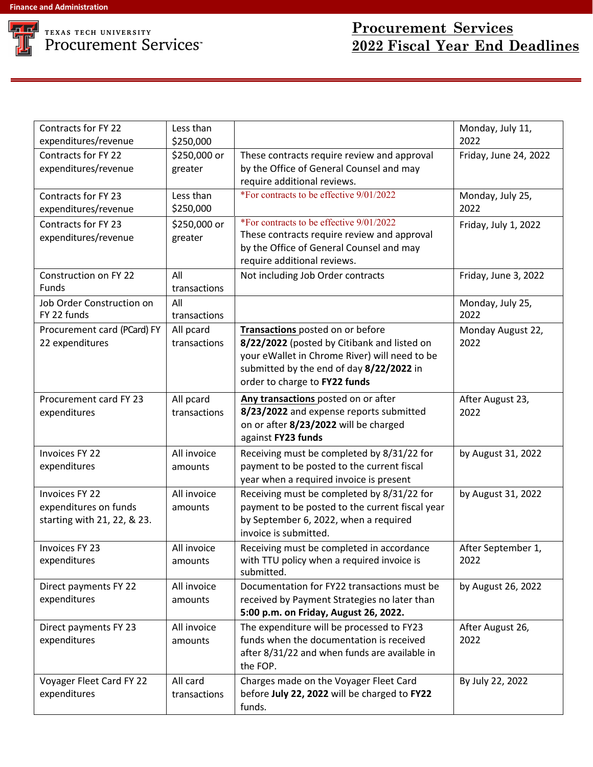# Procurement Services 2022 Fiscal Year End Deadlines

| | | | |
|---|---|---|---|
| Contracts for FY 22 expenditures/revenue | Less than $250,000 | | Monday, July 11, 2022 |
| Contracts for FY 22 expenditures/revenue | $250,000 or greater | These contracts require review and approval by the Office of General Counsel and may require additional reviews. | Friday, June 24, 2022 |
| Contracts for FY 23 expenditures/revenue | Less than $250,000 | *For contracts to be effective 9/01/2022 | Monday, July 25, 2022 |
| Contracts for FY 23 expenditures/revenue | $250,000 or greater | *For contracts to be effective 9/01/2022 These contracts require review and approval by the Office of General Counsel and may require additional reviews. | Friday, July 1, 2022 |
| Construction on FY 22 Funds | All transactions | Not including Job Order contracts | Friday, June 3, 2022 |
| Job Order Construction on FY 22 funds | All transactions | | Monday, July 25, 2022 |
| Procurement card (PCard) FY 22 expenditures | All pcard transactions | **Transactions** posted on or before **8/22/2022** (posted by Citibank and listed on your eWallet in Chrome River) will need to be submitted by the end of day **8/22/2022** in order to charge to **FY22 funds** | Monday August 22, 2022 |
| Procurement card FY 23 expenditures | All pcard transactions | **Any transactions** posted on or after **8/23/2022** and expense reports submitted on or after **8/23/2022** will be charged against **FY23 funds** | After August 23, 2022 |
| Invoices FY 22 expenditures | All invoice amounts | Receiving must be completed by 8/31/22 for payment to be posted to the current fiscal year when a required invoice is present | by August 31, 2022 |
| Invoices FY 22 expenditures on funds starting with 21, 22, & 23. | All invoice amounts | Receiving must be completed by 8/31/22 for payment to be posted to the current fiscal year by September 6, 2022, when a required invoice is submitted. | by August 31, 2022 |
| Invoices FY 23 expenditures | All invoice amounts | Receiving must be completed in accordance with TTU policy when a required invoice is submitted. | After September 1, 2022 |
| Direct payments FY 22 expenditures | All invoice amounts | Documentation for FY22 transactions must be received by Payment Strategies no later than **5:00 p.m. on Friday, August 26, 2022.** | by August 26, 2022 |
| Direct payments FY 23 expenditures | All invoice amounts | The expenditure will be processed to FY23 funds when the documentation is received after 8/31/22 and when funds are available in the FOP. | After August 26, 2022 |
| Voyager Fleet Card FY 22 expenditures | All card transactions | Charges made on the Voyager Fleet Card before **July 22, 2022** will be charged to **FY22** funds. | By July 22, 2022 |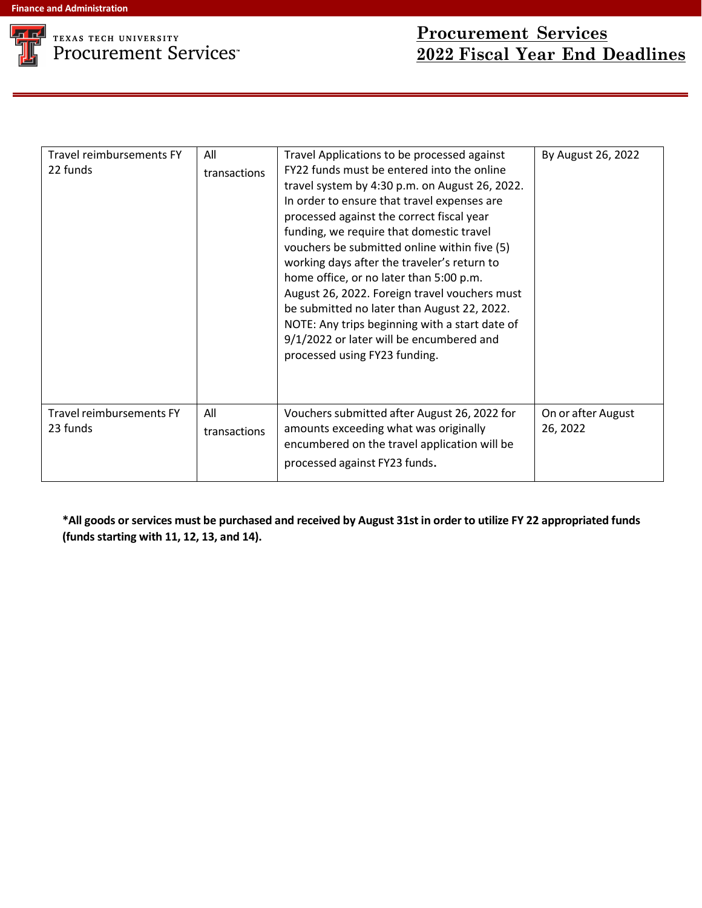| | | | |
|---|---|---|---|
| Travel reimbursements FY 22 funds | All transactions | Travel Applications to be processed against FY22 funds must be entered into the online travel system by 4:30 p.m. on August 26, 2022. In order to ensure that travel expenses are processed against the correct fiscal year funding, we require that domestic travel vouchers be submitted online within five (5) working days after the traveler's return to home office, or no later than 5:00 p.m. August 26, 2022. Foreign travel vouchers must be submitted no later than August 22, 2022. NOTE: Any trips beginning with a start date of 9/1/2022 or later will be encumbered and processed using FY23 funding. | By August 26, 2022 |
| Travel reimbursements FY 23 funds | All transactions | Vouchers submitted after August 26, 2022 for amounts exceeding what was originally encumbered on the travel application will be processed against FY23 funds. | On or after August 26, 2022 |

**\*All goods or services must be purchased and received by August 31st in order to utilize FY 22 appropriated funds (funds starting with 11, 12, 13, and 14).**